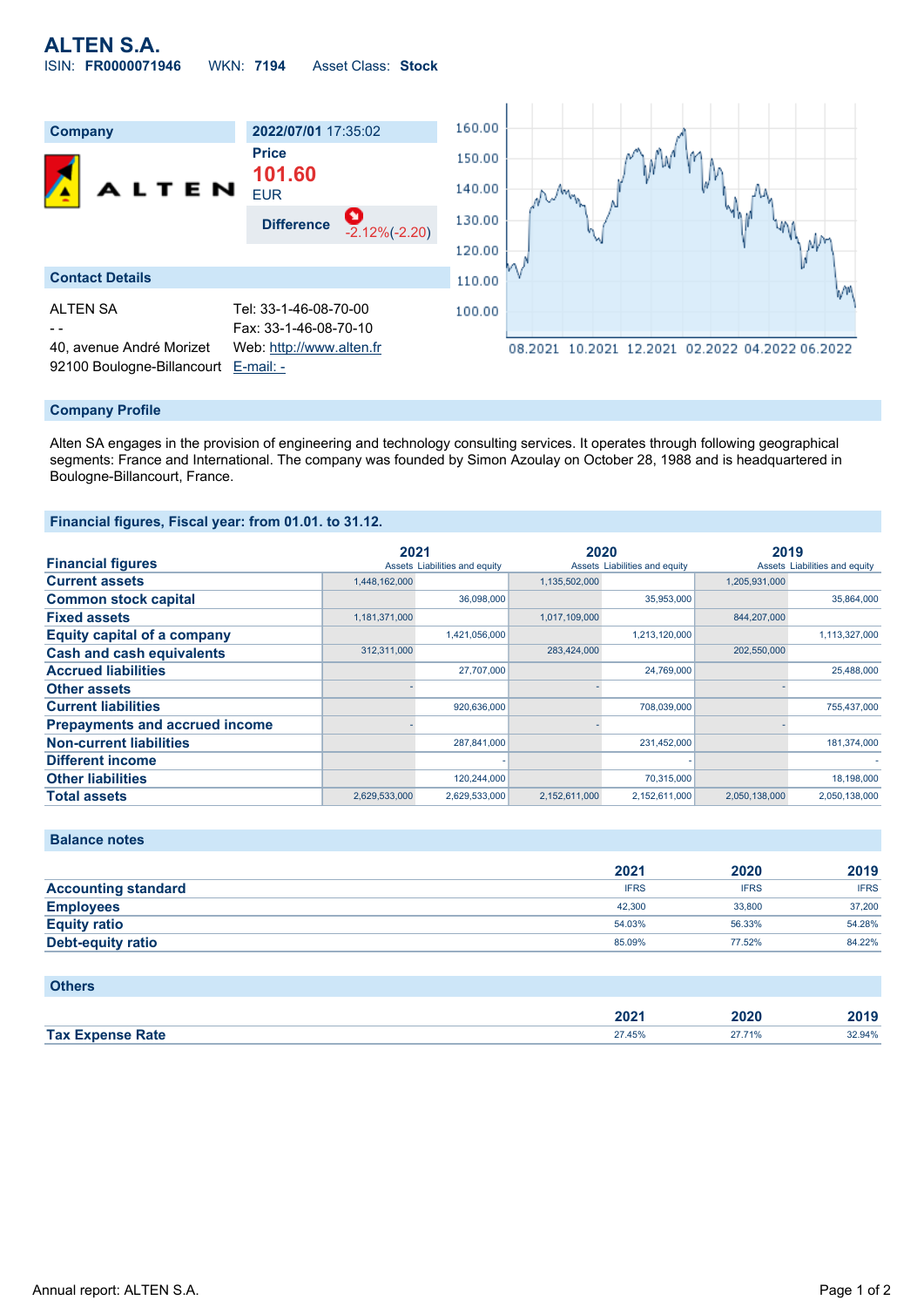# ALTEN S.A.

ISIN: **FR0000071946** WKN: **7194** Asset Class: **Stock**

| Company | 2022/07/01 17:35:02 |
|---|---|
| ALTEN | Price **101.60** EUR |
| | Difference -2.12%(-2.20) |

## Contact Details

ALTEN SA
- -
40, avenue André Morizet
92100 Boulogne-Billancourt

Tel: 33-1-46-08-70-00
Fax: 33-1-46-08-70-10
Web: http://www.alten.fr
E-mail: -

## Company Profile

Alten SA engages in the provision of engineering and technology consulting services. It operates through following geographical segments: France and International. The company was founded by Simon Azoulay on October 28, 1988 and is headquartered in Boulogne-Billancourt, France.

## Financial figures, Fiscal year: from 01.01. to 31.12.

| Financial figures | 2021 | | 2020 | | 2019 | |
|---|---|---|---|---|---|---|
| | Assets | Liabilities and equity | Assets | Liabilities and equity | Assets | Liabilities and equity |
| Current assets | 1,448,162,000 | | 1,135,502,000 | | 1,205,931,000 | |
| Common stock capital | | 36,098,000 | | 35,953,000 | | 35,864,000 |
| Fixed assets | 1,181,371,000 | | 1,017,109,000 | | 844,207,000 | |
| Equity capital of a company | | 1,421,056,000 | | 1,213,120,000 | | 1,113,327,000 |
| Cash and cash equivalents | 312,311,000 | | 283,424,000 | | 202,550,000 | |
| Accrued liabilities | | 27,707,000 | | 24,769,000 | | 25,488,000 |
| Other assets | - | | - | | - | |
| Current liabilities | | 920,636,000 | | 708,039,000 | | 755,437,000 |
| Prepayments and accrued income | - | | - | | - | |
| Non-current liabilities | | 287,841,000 | | 231,452,000 | | 181,374,000 |
| Different income | | - | | - | | - |
| Other liabilities | | 120,244,000 | | 70,315,000 | | 18,198,000 |
| Total assets | 2,629,533,000 | 2,629,533,000 | 2,152,611,000 | 2,152,611,000 | 2,050,138,000 | 2,050,138,000 |

## Balance notes

| | 2021 | 2020 | 2019 |
|---|---|---|---|
| Accounting standard | IFRS | IFRS | IFRS |
| Employees | 42,300 | 33,800 | 37,200 |
| Equity ratio | 54.03% | 56.33% | 54.28% |
| Debt-equity ratio | 85.09% | 77.52% | 84.22% |

## Others

| | 2021 | 2020 | 2019 |
|---|---|---|---|
| Tax Expense Rate | 27.45% | 27.71% | 32.94% |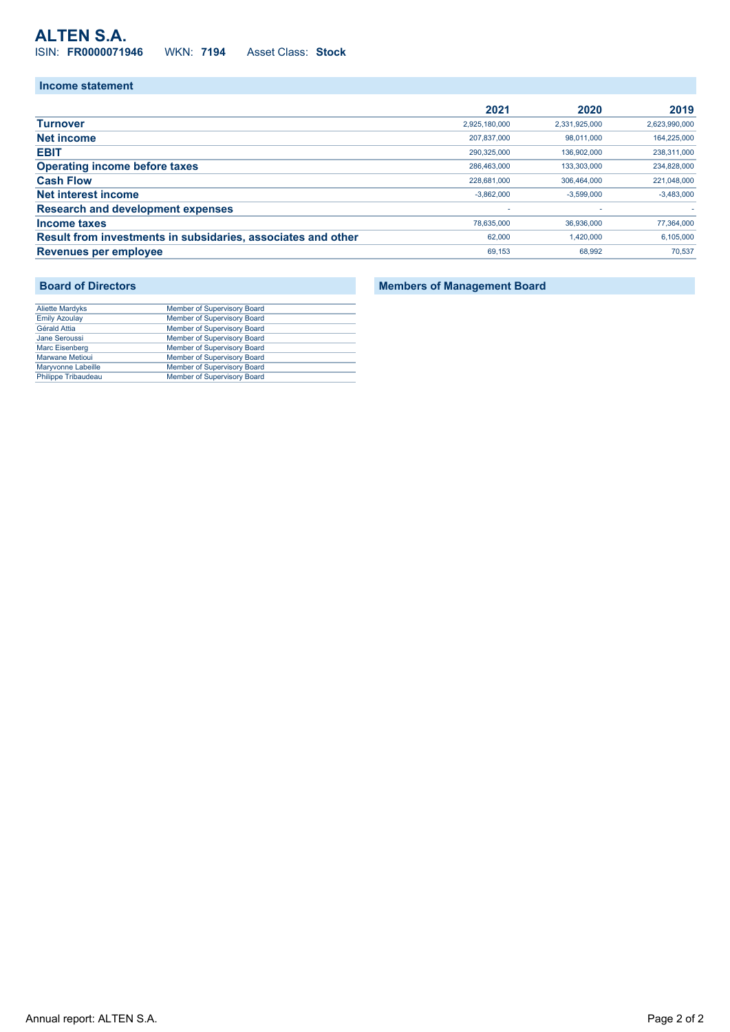# ALTEN S.A.

ISIN: **FR0000071946** WKN: **7194** Asset Class: **Stock**

## Income statement

| | 2021 | 2020 | 2019 |
|---|---|---|---|
| **Turnover** | 2,925,180,000 | 2,331,925,000 | 2,623,990,000 |
| **Net income** | 207,837,000 | 98,011,000 | 164,225,000 |
| **EBIT** | 290,325,000 | 136,902,000 | 238,311,000 |
| **Operating income before taxes** | 286,463,000 | 133,303,000 | 234,828,000 |
| **Cash Flow** | 228,681,000 | 306,464,000 | 221,048,000 |
| **Net interest income** | -3,862,000 | -3,599,000 | -3,483,000 |
| **Research and development expenses** | - | - | - |
| **Income taxes** | 78,635,000 | 36,936,000 | 77,364,000 |
| **Result from investments in subsidaries, associates and other** | 62,000 | 1,420,000 | 6,105,000 |
| **Revenues per employee** | 69,153 | 68,992 | 70,537 |

## Board of Directors

| | |
|---|---|
| Aliette Mardyks | Member of Supervisory Board |
| Emily Azoulay | Member of Supervisory Board |
| Gérald Attia | Member of Supervisory Board |
| Jane Seroussi | Member of Supervisory Board |
| Marc Eisenberg | Member of Supervisory Board |
| Marwane Metioui | Member of Supervisory Board |
| Maryvonne Labeille | Member of Supervisory Board |
| Philippe Tribaudeau | Member of Supervisory Board |

## Members of Management Board